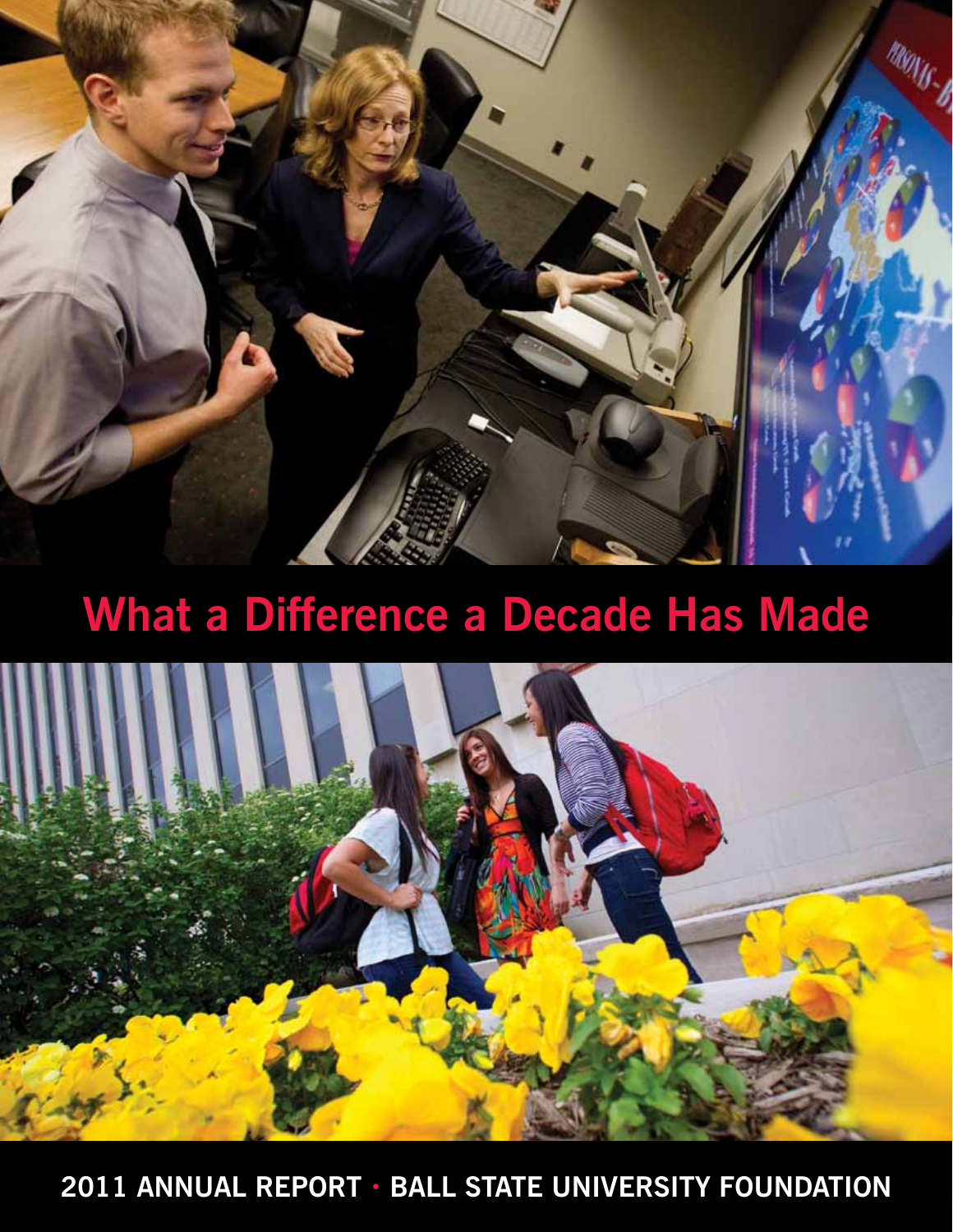# What a Difference a Decade Has Made

## 2011 ANNUAL REPORT · BALL STATE UNIVERSITY FOUNDATION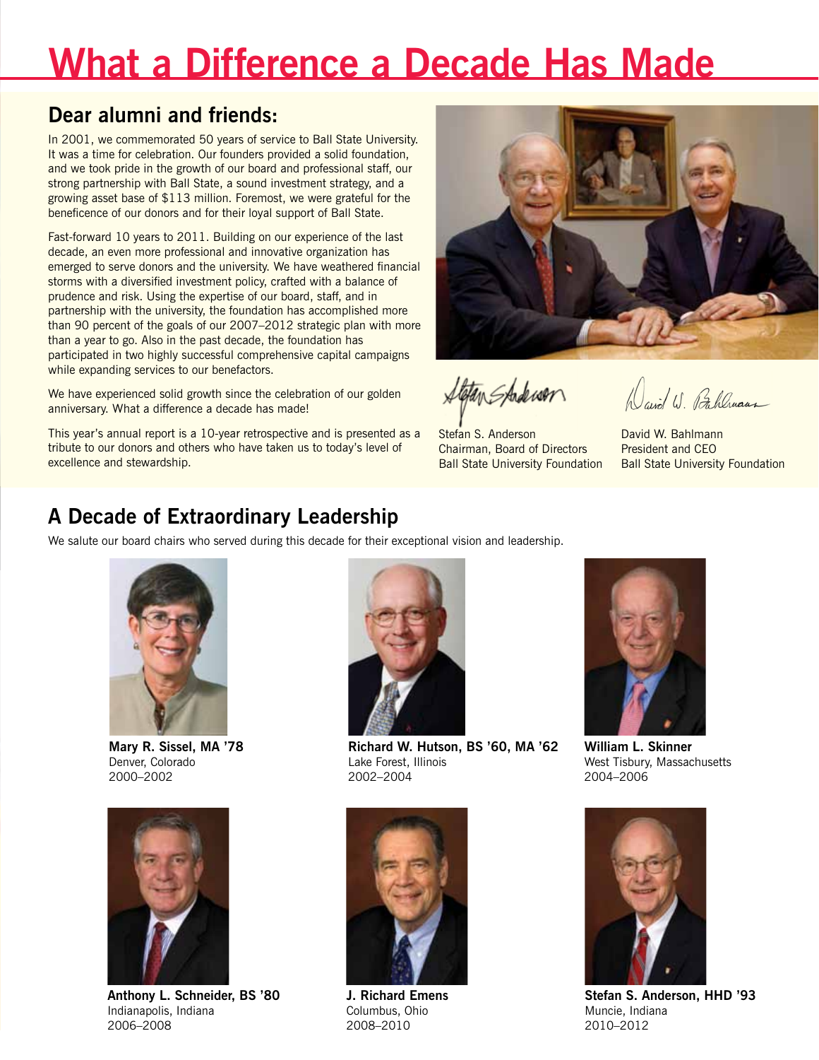# What a Difference a Decade Has Made

## Dear alumni and friends:

In 2001, we commemorated 50 years of service to Ball State University. It was a time for celebration. Our founders provided a solid foundation, and we took pride in the growth of our board and professional staff, our strong partnership with Ball State, a sound investment strategy, and a growing asset base of $113 million. Foremost, we were grateful for the beneficence of our donors and for their loyal support of Ball State.

Fast-forward 10 years to 2011. Building on our experience of the last decade, an even more professional and innovative organization has emerged to serve donors and the university. We have weathered financial storms with a diversified investment policy, crafted with a balance of prudence and risk. Using the expertise of our board, staff, and in partnership with the university, the foundation has accomplished more than 90 percent of the goals of our 2007–2012 strategic plan with more than a year to go. Also in the past decade, the foundation has participated in two highly successful comprehensive capital campaigns while expanding services to our benefactors.

We have experienced solid growth since the celebration of our golden anniversary. What a difference a decade has made!

This year's annual report is a 10-year retrospective and is presented as a tribute to our donors and others who have taken us to today's level of excellence and stewardship.

Stefan S. Anderson
Chairman, Board of Directors
Ball State University Foundation

David W. Bahlmann
President and CEO
Ball State University Foundation

## A Decade of Extraordinary Leadership

We salute our board chairs who served during this decade for their exceptional vision and leadership.

**Mary R. Sissel, MA '78**
Denver, Colorado
2000–2002

**Richard W. Hutson, BS '60, MA '62**
Lake Forest, Illinois
2002–2004

**William L. Skinner**
West Tisbury, Massachusetts
2004–2006

**Anthony L. Schneider, BS '80**
Indianapolis, Indiana
2006–2008

**J. Richard Emens**
Columbus, Ohio
2008–2010

**Stefan S. Anderson, HHD '93**
Muncie, Indiana
2010–2012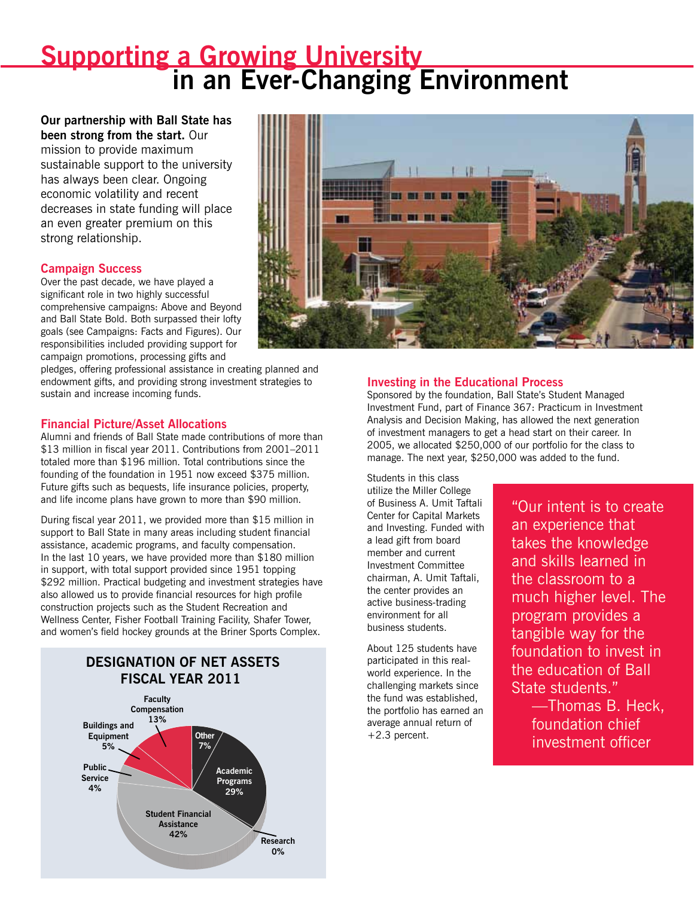# Supporting a Growing University in an Ever-Changing Environment

**Our partnership with Ball State has been strong from the start.** Our mission to provide maximum sustainable support to the university has always been clear. Ongoing economic volatility and recent decreases in state funding will place an even greater premium on this strong relationship.

## Campaign Success

Over the past decade, we have played a significant role in two highly successful comprehensive campaigns: Above and Beyond and Ball State Bold. Both surpassed their lofty goals (see Campaigns: Facts and Figures). Our responsibilities included providing support for campaign promotions, processing gifts and pledges, offering professional assistance in creating planned and endowment gifts, and providing strong investment strategies to sustain and increase incoming funds.

## Financial Picture/Asset Allocations

Alumni and friends of Ball State made contributions of more than $13 million in fiscal year 2011. Contributions from 2001–2011 totaled more than $196 million. Total contributions since the founding of the foundation in 1951 now exceed $375 million. Future gifts such as bequests, life insurance policies, property, and life income plans have grown to more than $90 million.

During fiscal year 2011, we provided more than $15 million in support to Ball State in many areas including student financial assistance, academic programs, and faculty compensation. In the last 10 years, we have provided more than $180 million in support, with total support provided since 1951 topping $292 million. Practical budgeting and investment strategies have also allowed us to provide financial resources for high profile construction projects such as the Student Recreation and Wellness Center, Fisher Football Training Facility, Shafer Tower, and women's field hockey grounds at the Briner Sports Complex.

**DESIGNATION OF NET ASSETS FISCAL YEAR 2011**

| Designation | Percentage |
|---|---|
| Student Financial Assistance | 42% |
| Academic Programs | 29% |
| Faculty Compensation | 13% |
| Other | 7% |
| Buildings and Equipment | 5% |
| Public Service | 4% |
| Research | 0% |

## Investing in the Educational Process

Sponsored by the foundation, Ball State's Student Managed Investment Fund, part of Finance 367: Practicum in Investment Analysis and Decision Making, has allowed the next generation of investment managers to get a head start on their career. In 2005, we allocated $250,000 of our portfolio for the class to manage. The next year, $250,000 was added to the fund.

Students in this class utilize the Miller College of Business A. Umit Taftali Center for Capital Markets and Investing. Funded with a lead gift from board member and current Investment Committee chairman, A. Umit Taftali, the center provides an active business-trading environment for all business students.

About 125 students have participated in this real-world experience. In the challenging markets since the fund was established, the portfolio has earned an average annual return of +2.3 percent.

> "Our intent is to create an experience that takes the knowledge and skills learned in the classroom to a much higher level. The program provides a tangible way for the foundation to invest in the education of Ball State students."
>
> —Thomas B. Heck, foundation chief investment officer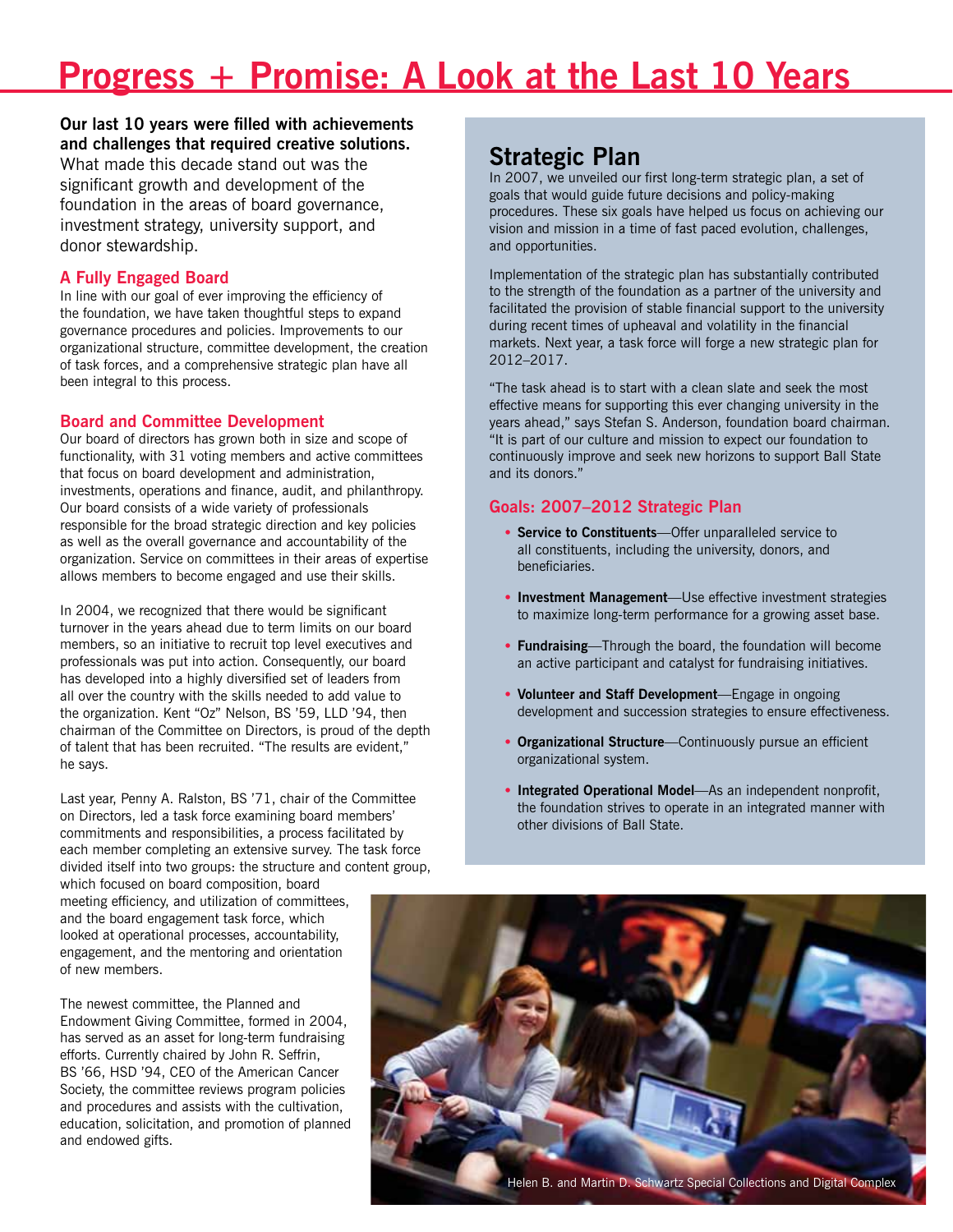# Progress + Promise: A Look at the Last 10 Years

**Our last 10 years were filled with achievements and challenges that required creative solutions.** What made this decade stand out was the significant growth and development of the foundation in the areas of board governance, investment strategy, university support, and donor stewardship.

### A Fully Engaged Board

In line with our goal of ever improving the efficiency of the foundation, we have taken thoughtful steps to expand governance procedures and policies. Improvements to our organizational structure, committee development, the creation of task forces, and a comprehensive strategic plan have all been integral to this process.

### Board and Committee Development

Our board of directors has grown both in size and scope of functionality, with 31 voting members and active committees that focus on board development and administration, investments, operations and finance, audit, and philanthropy. Our board consists of a wide variety of professionals responsible for the broad strategic direction and key policies as well as the overall governance and accountability of the organization. Service on committees in their areas of expertise allows members to become engaged and use their skills.

In 2004, we recognized that there would be significant turnover in the years ahead due to term limits on our board members, so an initiative to recruit top level executives and professionals was put into action. Consequently, our board has developed into a highly diversified set of leaders from all over the country with the skills needed to add value to the organization. Kent "Oz" Nelson, BS '59, LLD '94, then chairman of the Committee on Directors, is proud of the depth of talent that has been recruited. "The results are evident," he says.

Last year, Penny A. Ralston, BS '71, chair of the Committee on Directors, led a task force examining board members' commitments and responsibilities, a process facilitated by each member completing an extensive survey. The task force divided itself into two groups: the structure and content group, which focused on board composition, board meeting efficiency, and utilization of committees, and the board engagement task force, which looked at operational processes, accountability, engagement, and the mentoring and orientation of new members.

The newest committee, the Planned and Endowment Giving Committee, formed in 2004, has served as an asset for long-term fundraising efforts. Currently chaired by John R. Seffrin, BS '66, HSD '94, CEO of the American Cancer Society, the committee reviews program policies and procedures and assists with the cultivation, education, solicitation, and promotion of planned and endowed gifts.

## Strategic Plan

In 2007, we unveiled our first long-term strategic plan, a set of goals that would guide future decisions and policy-making procedures. These six goals have helped us focus on achieving our vision and mission in a time of fast paced evolution, challenges, and opportunities.

Implementation of the strategic plan has substantially contributed to the strength of the foundation as a partner of the university and facilitated the provision of stable financial support to the university during recent times of upheaval and volatility in the financial markets. Next year, a task force will forge a new strategic plan for 2012–2017.

"The task ahead is to start with a clean slate and seek the most effective means for supporting this ever changing university in the years ahead," says Stefan S. Anderson, foundation board chairman. "It is part of our culture and mission to expect our foundation to continuously improve and seek new horizons to support Ball State and its donors."

### Goals: 2007–2012 Strategic Plan

- **Service to Constituents**—Offer unparalleled service to all constituents, including the university, donors, and beneficiaries.
- **Investment Management**—Use effective investment strategies to maximize long-term performance for a growing asset base.
- **Fundraising**—Through the board, the foundation will become an active participant and catalyst for fundraising initiatives.
- **Volunteer and Staff Development**—Engage in ongoing development and succession strategies to ensure effectiveness.
- **Organizational Structure**—Continuously pursue an efficient organizational system.
- **Integrated Operational Model**—As an independent nonprofit, the foundation strives to operate in an integrated manner with other divisions of Ball State.

Helen B. and Martin D. Schwartz Special Collections and Digital Complex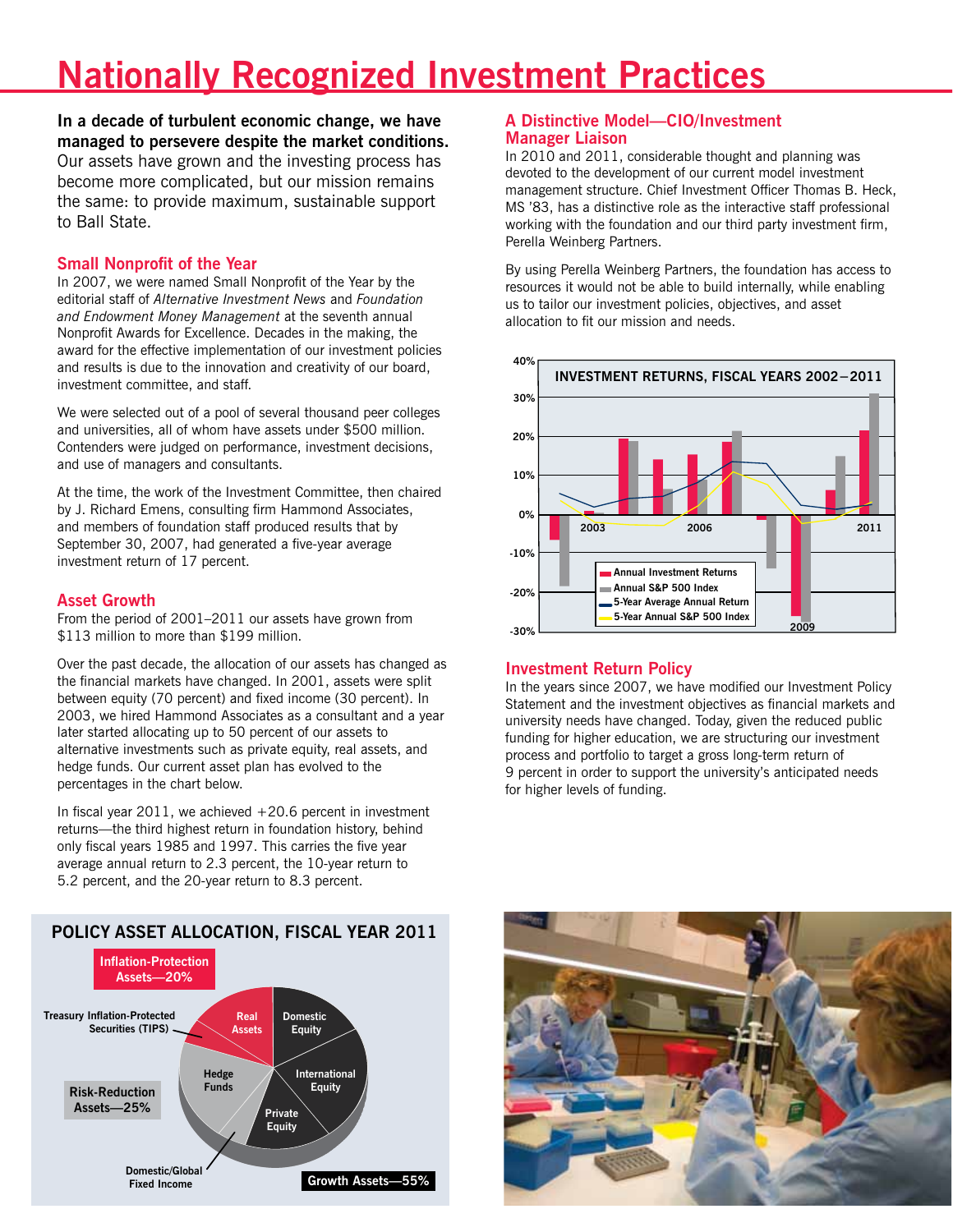# Nationally Recognized Investment Practices

**In a decade of turbulent economic change, we have managed to persevere despite the market conditions.** Our assets have grown and the investing process has become more complicated, but our mission remains the same: to provide maximum, sustainable support to Ball State.

## Small Nonprofit of the Year

In 2007, we were named Small Nonprofit of the Year by the editorial staff of *Alternative Investment News* and *Foundation and Endowment Money Management* at the seventh annual Nonprofit Awards for Excellence. Decades in the making, the award for the effective implementation of our investment policies and results is due to the innovation and creativity of our board, investment committee, and staff.

We were selected out of a pool of several thousand peer colleges and universities, all of whom have assets under $500 million. Contenders were judged on performance, investment decisions, and use of managers and consultants.

At the time, the work of the Investment Committee, then chaired by J. Richard Emens, consulting firm Hammond Associates, and members of foundation staff produced results that by September 30, 2007, had generated a five-year average investment return of 17 percent.

## Asset Growth

From the period of 2001–2011 our assets have grown from $113 million to more than $199 million.

Over the past decade, the allocation of our assets has changed as the financial markets have changed. In 2001, assets were split between equity (70 percent) and fixed income (30 percent). In 2003, we hired Hammond Associates as a consultant and a year later started allocating up to 50 percent of our assets to alternative investments such as private equity, real assets, and hedge funds. Our current asset plan has evolved to the percentages in the chart below.

In fiscal year 2011, we achieved +20.6 percent in investment returns—the third highest return in foundation history, behind only fiscal years 1985 and 1997. This carries the five year average annual return to 2.3 percent, the 10-year return to 5.2 percent, and the 20-year return to 8.3 percent.

### POLICY ASSET ALLOCATION, FISCAL YEAR 2011

- Inflation-Protection Assets—20%: Real Assets; Treasury Inflation-Protected Securities (TIPS)
- Risk-Reduction Assets—25%: Hedge Funds; Domestic/Global Fixed Income
- Growth Assets—55%: Domestic Equity; International Equity; Private Equity

## A Distinctive Model—CIO/Investment Manager Liaison

In 2010 and 2011, considerable thought and planning was devoted to the development of our current model investment management structure. Chief Investment Officer Thomas B. Heck, MS '83, has a distinctive role as the interactive staff professional working with the foundation and our third party investment firm, Perella Weinberg Partners.

By using Perella Weinberg Partners, the foundation has access to resources it would not be able to build internally, while enabling us to tailor our investment policies, objectives, and asset allocation to fit our mission and needs.

### INVESTMENT RETURNS, FISCAL YEARS 2002–2011

Legend: Annual Investment Returns; Annual S&P 500 Index; 5-Year Average Annual Return; 5-Year Annual S&P 500 Index

## Investment Return Policy

In the years since 2007, we have modified our Investment Policy Statement and the investment objectives as financial markets and university needs have changed. Today, given the reduced public funding for higher education, we are structuring our investment process and portfolio to target a gross long-term return of 9 percent in order to support the university's anticipated needs for higher levels of funding.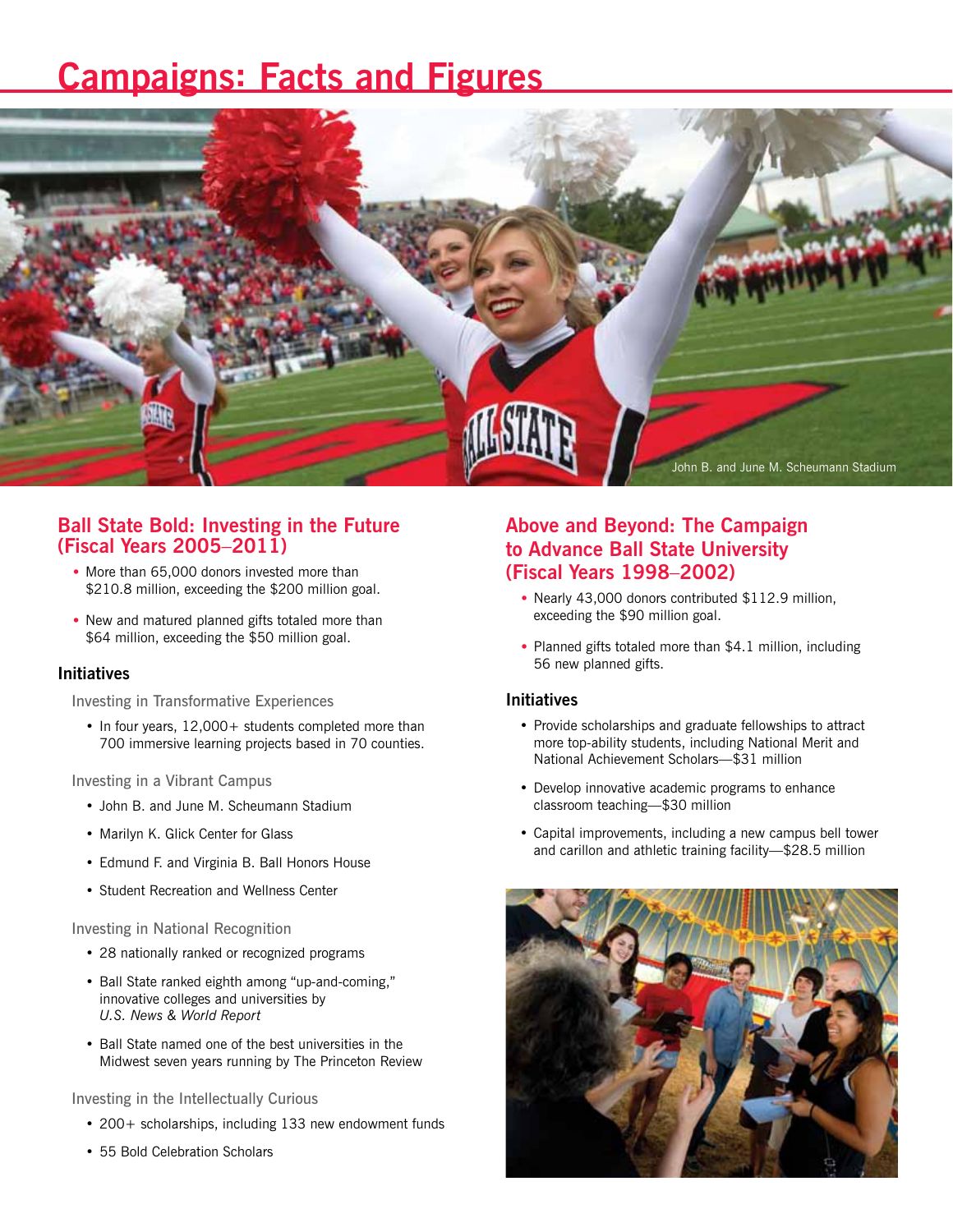# Campaigns: Facts and Figures

John B. and June M. Scheumann Stadium

## Ball State Bold: Investing in the Future (Fiscal Years 2005–2011)

- More than 65,000 donors invested more than $210.8 million, exceeding the $200 million goal.
- New and matured planned gifts totaled more than $64 million, exceeding the $50 million goal.

### Initiatives

Investing in Transformative Experiences

- In four years, 12,000+ students completed more than 700 immersive learning projects based in 70 counties.

Investing in a Vibrant Campus

- John B. and June M. Scheumann Stadium
- Marilyn K. Glick Center for Glass
- Edmund F. and Virginia B. Ball Honors House
- Student Recreation and Wellness Center

Investing in National Recognition

- 28 nationally ranked or recognized programs
- Ball State ranked eighth among "up-and-coming," innovative colleges and universities by *U.S. News & World Report*
- Ball State named one of the best universities in the Midwest seven years running by The Princeton Review

Investing in the Intellectually Curious

- 200+ scholarships, including 133 new endowment funds
- 55 Bold Celebration Scholars

## Above and Beyond: The Campaign to Advance Ball State University (Fiscal Years 1998–2002)

- Nearly 43,000 donors contributed $112.9 million, exceeding the $90 million goal.
- Planned gifts totaled more than $4.1 million, including 56 new planned gifts.

### Initiatives

- Provide scholarships and graduate fellowships to attract more top-ability students, including National Merit and National Achievement Scholars—$31 million
- Develop innovative academic programs to enhance classroom teaching—$30 million
- Capital improvements, including a new campus bell tower and carillon and athletic training facility—$28.5 million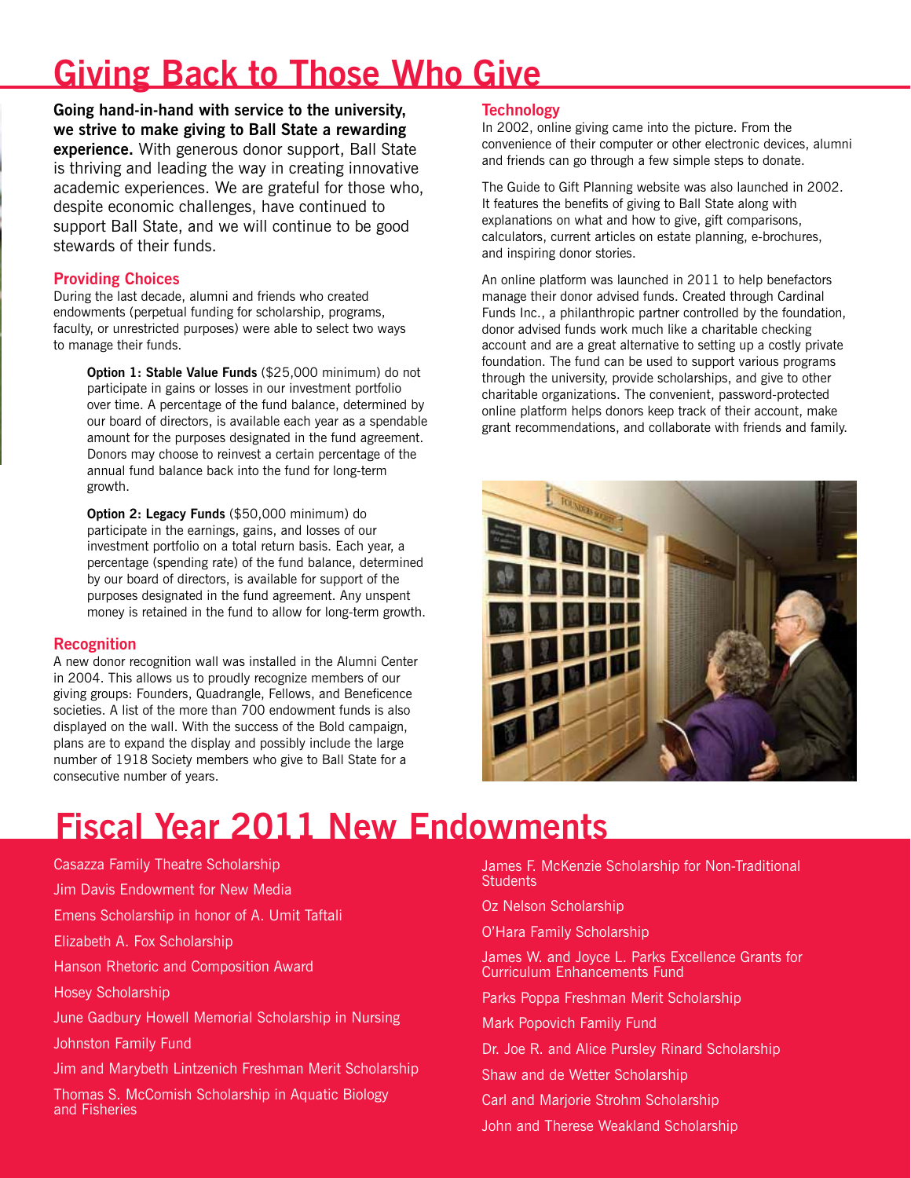# Giving Back to Those Who Give

**Going hand-in-hand with service to the university, we strive to make giving to Ball State a rewarding experience.** With generous donor support, Ball State is thriving and leading the way in creating innovative academic experiences. We are grateful for those who, despite economic challenges, have continued to support Ball State, and we will continue to be good stewards of their funds.

## Providing Choices

During the last decade, alumni and friends who created endowments (perpetual funding for scholarship, programs, faculty, or unrestricted purposes) were able to select two ways to manage their funds.

**Option 1: Stable Value Funds** ($25,000 minimum) do not participate in gains or losses in our investment portfolio over time. A percentage of the fund balance, determined by our board of directors, is available each year as a spendable amount for the purposes designated in the fund agreement. Donors may choose to reinvest a certain percentage of the annual fund balance back into the fund for long-term growth.

**Option 2: Legacy Funds** ($50,000 minimum) do participate in the earnings, gains, and losses of our investment portfolio on a total return basis. Each year, a percentage (spending rate) of the fund balance, determined by our board of directors, is available for support of the purposes designated in the fund agreement. Any unspent money is retained in the fund to allow for long-term growth.

## Recognition

A new donor recognition wall was installed in the Alumni Center in 2004. This allows us to proudly recognize members of our giving groups: Founders, Quadrangle, Fellows, and Beneficence societies. A list of the more than 700 endowment funds is also displayed on the wall. With the success of the Bold campaign, plans are to expand the display and possibly include the large number of 1918 Society members who give to Ball State for a consecutive number of years.

## Technology

In 2002, online giving came into the picture. From the convenience of their computer or other electronic devices, alumni and friends can go through a few simple steps to donate.

The Guide to Gift Planning website was also launched in 2002. It features the benefits of giving to Ball State along with explanations on what and how to give, gift comparisons, calculators, current articles on estate planning, e-brochures, and inspiring donor stories.

An online platform was launched in 2011 to help benefactors manage their donor advised funds. Created through Cardinal Funds Inc., a philanthropic partner controlled by the foundation, donor advised funds work much like a charitable checking account and are a great alternative to setting up a costly private foundation. The fund can be used to support various programs through the university, provide scholarships, and give to other charitable organizations. The convenient, password-protected online platform helps donors keep track of their account, make grant recommendations, and collaborate with friends and family.

# Fiscal Year 2011 New Endowments

- Casazza Family Theatre Scholarship
- Jim Davis Endowment for New Media
- Emens Scholarship in honor of A. Umit Taftali
- Elizabeth A. Fox Scholarship
- Hanson Rhetoric and Composition Award
- Hosey Scholarship
- June Gadbury Howell Memorial Scholarship in Nursing
- Johnston Family Fund
- Jim and Marybeth Lintzenich Freshman Merit Scholarship
- Thomas S. McComish Scholarship in Aquatic Biology and Fisheries
- James F. McKenzie Scholarship for Non-Traditional Students
- Oz Nelson Scholarship
- O'Hara Family Scholarship
- James W. and Joyce L. Parks Excellence Grants for Curriculum Enhancements Fund
- Parks Poppa Freshman Merit Scholarship
- Mark Popovich Family Fund
- Dr. Joe R. and Alice Pursley Rinard Scholarship
- Shaw and de Wetter Scholarship
- Carl and Marjorie Strohm Scholarship
- John and Therese Weakland Scholarship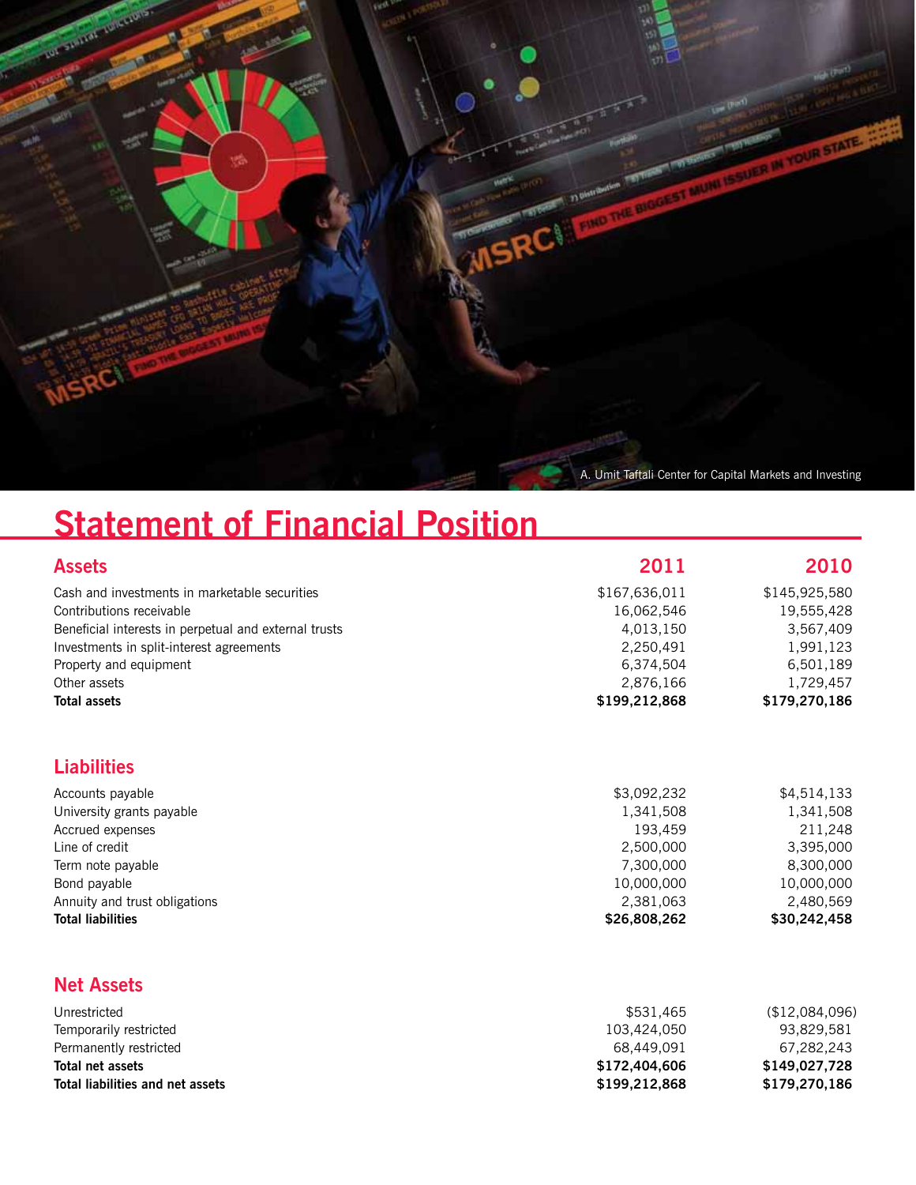A. Umit Taftali Center for Capital Markets and Investing

# Statement of Financial Position

| Assets | 2011 | 2010 |
|---|---|---|
| Cash and investments in marketable securities | $167,636,011 | $145,925,580 |
| Contributions receivable | 16,062,546 | 19,555,428 |
| Beneficial interests in perpetual and external trusts | 4,013,150 | 3,567,409 |
| Investments in split-interest agreements | 2,250,491 | 1,991,123 |
| Property and equipment | 6,374,504 | 6,501,189 |
| Other assets | 2,876,166 | 1,729,457 |
| **Total assets** | **$199,212,868** | **$179,270,186** |

| Liabilities | 2011 | 2010 |
|---|---|---|
| Accounts payable | $3,092,232 | $4,514,133 |
| University grants payable | 1,341,508 | 1,341,508 |
| Accrued expenses | 193,459 | 211,248 |
| Line of credit | 2,500,000 | 3,395,000 |
| Term note payable | 7,300,000 | 8,300,000 |
| Bond payable | 10,000,000 | 10,000,000 |
| Annuity and trust obligations | 2,381,063 | 2,480,569 |
| **Total liabilities** | **$26,808,262** | **$30,242,458** |

| Net Assets | 2011 | 2010 |
|---|---|---|
| Unrestricted | $531,465 | ($12,084,096) |
| Temporarily restricted | 103,424,050 | 93,829,581 |
| Permanently restricted | 68,449,091 | 67,282,243 |
| **Total net assets** | **$172,404,606** | **$149,027,728** |
| **Total liabilities and net assets** | **$199,212,868** | **$179,270,186** |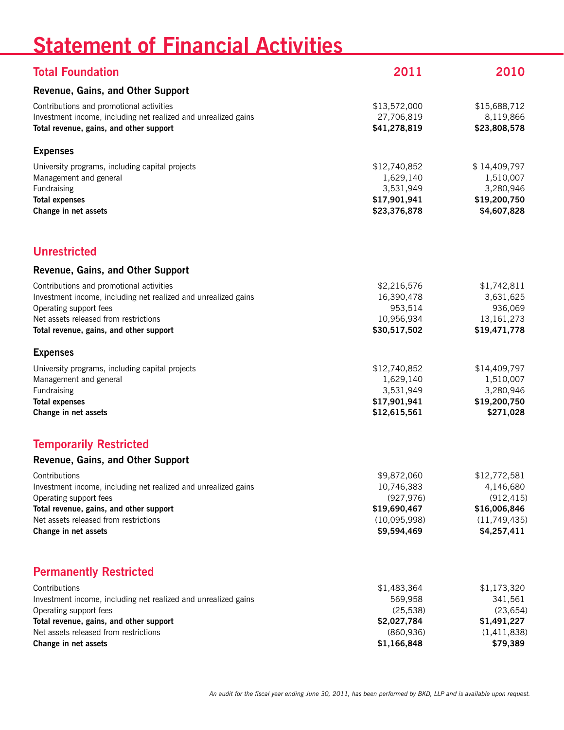# Statement of Financial Activities

## Total Foundation

| | 2011 | 2010 |
|---|---|---|
| **Revenue, Gains, and Other Support** | | |
| Contributions and promotional activities | $13,572,000 | $15,688,712 |
| Investment income, including net realized and unrealized gains | 27,706,819 | 8,119,866 |
| **Total revenue, gains, and other support** | **$41,278,819** | **$23,808,578** |
| **Expenses** | | |
| University programs, including capital projects | $12,740,852 | $ 14,409,797 |
| Management and general | 1,629,140 | 1,510,007 |
| Fundraising | 3,531,949 | 3,280,946 |
| **Total expenses** | **$17,901,941** | **$19,200,750** |
| **Change in net assets** | **$23,376,878** | **$4,607,828** |

## Unrestricted

| | 2011 | 2010 |
|---|---|---|
| **Revenue, Gains, and Other Support** | | |
| Contributions and promotional activities | $2,216,576 | $1,742,811 |
| Investment income, including net realized and unrealized gains | 16,390,478 | 3,631,625 |
| Operating support fees | 953,514 | 936,069 |
| Net assets released from restrictions | 10,956,934 | 13,161,273 |
| **Total revenue, gains, and other support** | **$30,517,502** | **$19,471,778** |
| **Expenses** | | |
| University programs, including capital projects | $12,740,852 | $14,409,797 |
| Management and general | 1,629,140 | 1,510,007 |
| Fundraising | 3,531,949 | 3,280,946 |
| **Total expenses** | **$17,901,941** | **$19,200,750** |
| **Change in net assets** | **$12,615,561** | **$271,028** |

## Temporarily Restricted

| | 2011 | 2010 |
|---|---|---|
| **Revenue, Gains, and Other Support** | | |
| Contributions | $9,872,060 | $12,772,581 |
| Investment income, including net realized and unrealized gains | 10,746,383 | 4,146,680 |
| Operating support fees | (927,976) | (912,415) |
| **Total revenue, gains, and other support** | **$19,690,467** | **$16,006,846** |
| Net assets released from restrictions | (10,095,998) | (11,749,435) |
| **Change in net assets** | **$9,594,469** | **$4,257,411** |

## Permanently Restricted

| | 2011 | 2010 |
|---|---|---|
| Contributions | $1,483,364 | $1,173,320 |
| Investment income, including net realized and unrealized gains | 569,958 | 341,561 |
| Operating support fees | (25,538) | (23,654) |
| **Total revenue, gains, and other support** | **$2,027,784** | **$1,491,227** |
| Net assets released from restrictions | (860,936) | (1,411,838) |
| **Change in net assets** | **$1,166,848** | **$79,389** |

*An audit for the fiscal year ending June 30, 2011, has been performed by BKD, LLP and is available upon request.*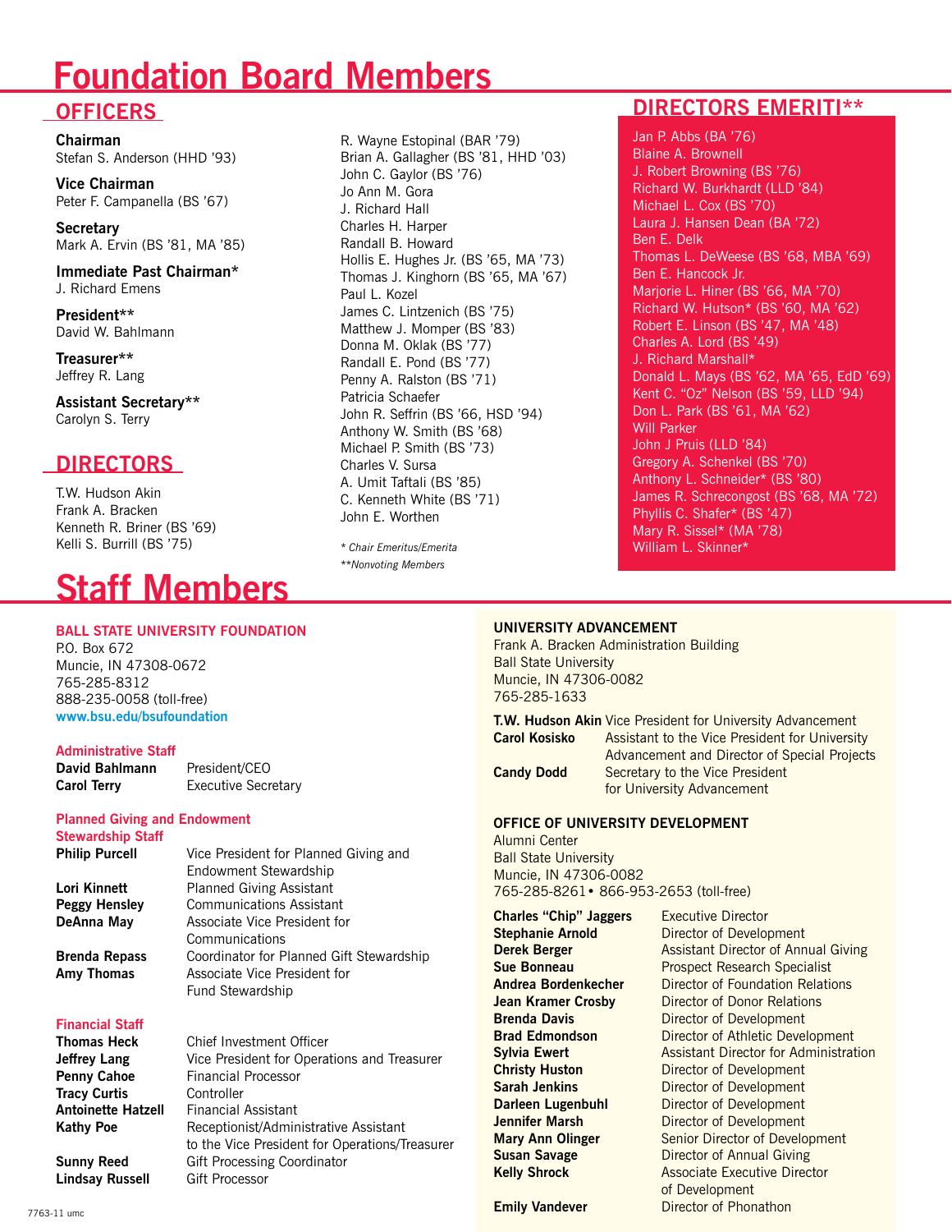# Foundation Board Members

## OFFICERS

**Chairman**
Stefan S. Anderson (HHD ’93)

**Vice Chairman**
Peter F. Campanella (BS ’67)

**Secretary**
Mark A. Ervin (BS ’81, MA ’85)

**Immediate Past Chairman***
J. Richard Emens

**President****
David W. Bahlmann

**Treasurer****
Jeffrey R. Lang

**Assistant Secretary****
Carolyn S. Terry

## DIRECTORS

T.W. Hudson Akin
Frank A. Bracken
Kenneth R. Briner (BS ’69)
Kelli S. Burrill (BS ’75)
R. Wayne Estopinal (BAR ’79)
Brian A. Gallagher (BS ’81, HHD ’03)
John C. Gaylor (BS ’76)
Jo Ann M. Gora
J. Richard Hall
Charles H. Harper
Randall B. Howard
Hollis E. Hughes Jr. (BS ’65, MA ’73)
Thomas J. Kinghorn (BS ’65, MA ’67)
Paul L. Kozel
James C. Lintzenich (BS ’75)
Matthew J. Momper (BS ’83)
Donna M. Oklak (BS ’77)
Randall E. Pond (BS ’77)
Penny A. Ralston (BS ’71)
Patricia Schaefer
John R. Seffrin (BS ’66, HSD ’94)
Anthony W. Smith (BS ’68)
Michael P. Smith (BS ’73)
Charles V. Sursa
A. Umit Taftali (BS ’85)
C. Kenneth White (BS ’71)
John E. Worthen

*\* Chair Emeritus/Emerita*
*\*\*Nonvoting Members*

## DIRECTORS EMERITI**

Jan P. Abbs (BA ’76)
Blaine A. Brownell
J. Robert Browning (BS ’76)
Richard W. Burkhardt (LLD ’84)
Michael L. Cox (BS ’70)
Laura J. Hansen Dean (BA ’72)
Ben E. Delk
Thomas L. DeWeese (BS ’68, MBA ’69)
Ben E. Hancock Jr.
Marjorie L. Hiner (BS ’66, MA ’70)
Richard W. Hutson* (BS ’60, MA ’62)
Robert E. Linson (BS ’47, MA ’48)
Charles A. Lord (BS ’49)
J. Richard Marshall*
Donald L. Mays (BS ’62, MA ’65, EdD ’69)
Kent C. “Oz” Nelson (BS ’59, LLD ’94)
Don L. Park (BS ’61, MA ’62)
Will Parker
John J Pruis (LLD ’84)
Gregory A. Schenkel (BS ’70)
Anthony L. Schneider* (BS ’80)
James R. Schrecongost (BS ’68, MA ’72)
Phyllis C. Shafer* (BS ’47)
Mary R. Sissel* (MA ’78)
William L. Skinner*

# Staff Members

**BALL STATE UNIVERSITY FOUNDATION**
P.O. Box 672
Muncie, IN 47308-0672
765-285-8312
888-235-0058 (toll-free)
**www.bsu.edu/bsufoundation**

### Administrative Staff

| | |
|---|---|
| **David Bahlmann** | President/CEO |
| **Carol Terry** | Executive Secretary |

### Planned Giving and Endowment Stewardship Staff

| | |
|---|---|
| **Philip Purcell** | Vice President for Planned Giving and Endowment Stewardship |
| **Lori Kinnett** | Planned Giving Assistant |
| **Peggy Hensley** | Communications Assistant |
| **DeAnna May** | Associate Vice President for Communications |
| **Brenda Repass** | Coordinator for Planned Gift Stewardship |
| **Amy Thomas** | Associate Vice President for Fund Stewardship |

### Financial Staff

| | |
|---|---|
| **Thomas Heck** | Chief Investment Officer |
| **Jeffrey Lang** | Vice President for Operations and Treasurer |
| **Penny Cahoe** | Financial Processor |
| **Tracy Curtis** | Controller |
| **Antoinette Hatzell** | Financial Assistant |
| **Kathy Poe** | Receptionist/Administrative Assistant to the Vice President for Operations/Treasurer |
| **Sunny Reed** | Gift Processing Coordinator |
| **Lindsay Russell** | Gift Processor |

**UNIVERSITY ADVANCEMENT**
Frank A. Bracken Administration Building
Ball State University
Muncie, IN 47306-0082
765-285-1633

| | |
|---|---|
| **T.W. Hudson Akin** | Vice President for University Advancement |
| **Carol Kosisko** | Assistant to the Vice President for University Advancement and Director of Special Projects |
| **Candy Dodd** | Secretary to the Vice President for University Advancement |

**OFFICE OF UNIVERSITY DEVELOPMENT**
Alumni Center
Ball State University
Muncie, IN 47306-0082
765-285-8261• 866-953-2653 (toll-free)

| | |
|---|---|
| **Charles “Chip” Jaggers** | Executive Director |
| **Stephanie Arnold** | Director of Development |
| **Derek Berger** | Assistant Director of Annual Giving |
| **Sue Bonneau** | Prospect Research Specialist |
| **Andrea Bordenkecher** | Director of Foundation Relations |
| **Jean Kramer Crosby** | Director of Donor Relations |
| **Brenda Davis** | Director of Development |
| **Brad Edmondson** | Director of Athletic Development |
| **Sylvia Ewert** | Assistant Director for Administration |
| **Christy Huston** | Director of Development |
| **Sarah Jenkins** | Director of Development |
| **Darleen Lugenbuhl** | Director of Development |
| **Jennifer Marsh** | Director of Development |
| **Mary Ann Olinger** | Senior Director of Development |
| **Susan Savage** | Director of Annual Giving |
| **Kelly Shrock** | Associate Executive Director of Development |
| **Emily Vandever** | Director of Phonathon |

7763-11 umc